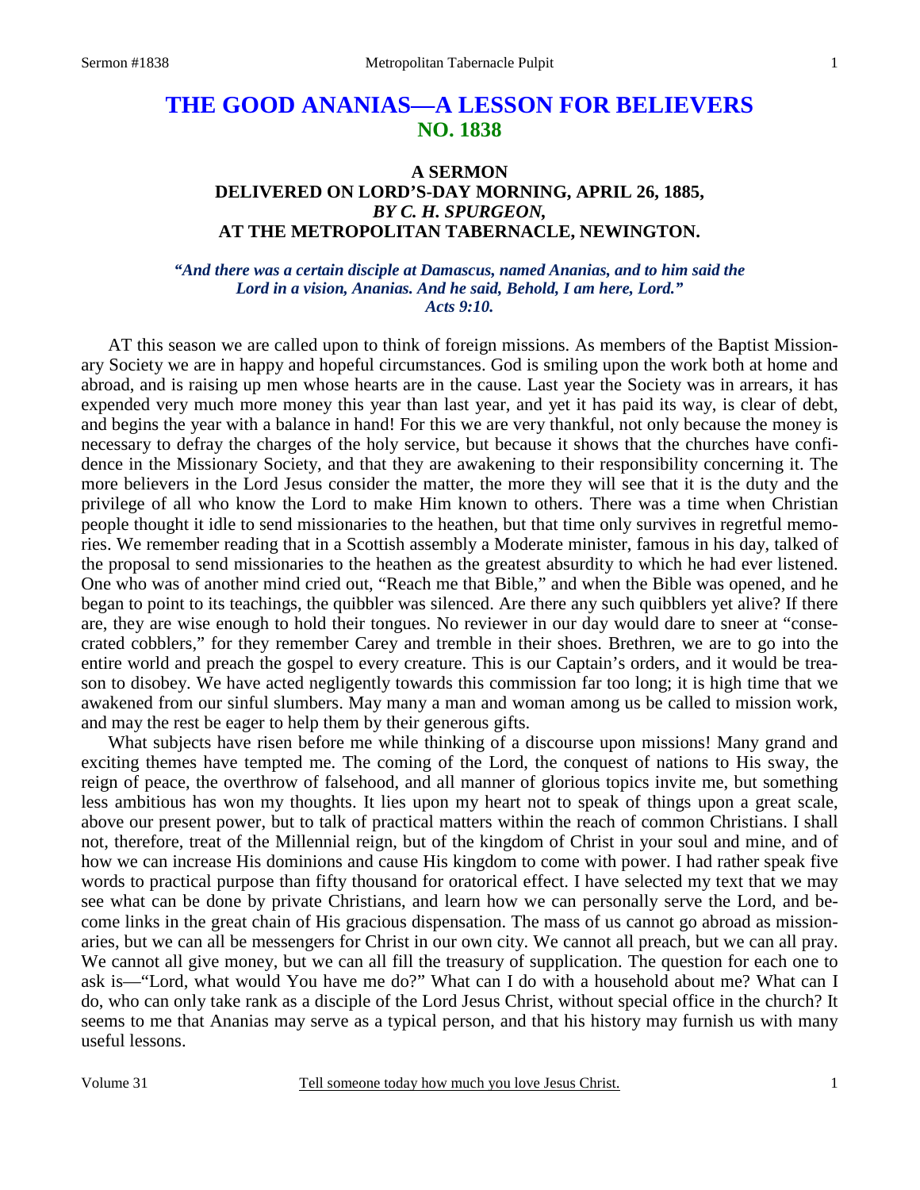# THE GOOD ANANIAS—A LESSON FOR BELIEVERS
## NO. 1838

### A SERMON
### DELIVERED ON LORD'S-DAY MORNING, APRIL 26, 1885,
### *BY C. H. SPURGEON,*
### AT THE METROPOLITAN TABERNACLE, NEWINGTON.

***"And there was a certain disciple at Damascus, named Ananias, and to him said the Lord in a vision, Ananias. And he said, Behold, I am here, Lord." Acts 9:10.***

AT this season we are called upon to think of foreign missions. As members of the Baptist Missionary Society we are in happy and hopeful circumstances. God is smiling upon the work both at home and abroad, and is raising up men whose hearts are in the cause. Last year the Society was in arrears, it has expended very much more money this year than last year, and yet it has paid its way, is clear of debt, and begins the year with a balance in hand! For this we are very thankful, not only because the money is necessary to defray the charges of the holy service, but because it shows that the churches have confidence in the Missionary Society, and that they are awakening to their responsibility concerning it. The more believers in the Lord Jesus consider the matter, the more they will see that it is the duty and the privilege of all who know the Lord to make Him known to others. There was a time when Christian people thought it idle to send missionaries to the heathen, but that time only survives in regretful memories. We remember reading that in a Scottish assembly a Moderate minister, famous in his day, talked of the proposal to send missionaries to the heathen as the greatest absurdity to which he had ever listened. One who was of another mind cried out, "Reach me that Bible," and when the Bible was opened, and he began to point to its teachings, the quibbler was silenced. Are there any such quibblers yet alive? If there are, they are wise enough to hold their tongues. No reviewer in our day would dare to sneer at "consecrated cobblers," for they remember Carey and tremble in their shoes. Brethren, we are to go into the entire world and preach the gospel to every creature. This is our Captain's orders, and it would be treason to disobey. We have acted negligently towards this commission far too long; it is high time that we awakened from our sinful slumbers. May many a man and woman among us be called to mission work, and may the rest be eager to help them by their generous gifts.

What subjects have risen before me while thinking of a discourse upon missions! Many grand and exciting themes have tempted me. The coming of the Lord, the conquest of nations to His sway, the reign of peace, the overthrow of falsehood, and all manner of glorious topics invite me, but something less ambitious has won my thoughts. It lies upon my heart not to speak of things upon a great scale, above our present power, but to talk of practical matters within the reach of common Christians. I shall not, therefore, treat of the Millennial reign, but of the kingdom of Christ in your soul and mine, and of how we can increase His dominions and cause His kingdom to come with power. I had rather speak five words to practical purpose than fifty thousand for oratorical effect. I have selected my text that we may see what can be done by private Christians, and learn how we can personally serve the Lord, and become links in the great chain of His gracious dispensation. The mass of us cannot go abroad as missionaries, but we can all be messengers for Christ in our own city. We cannot all preach, but we can all pray. We cannot all give money, but we can all fill the treasury of supplication. The question for each one to ask is—"Lord, what would You have me do?" What can I do with a household about me? What can I do, who can only take rank as a disciple of the Lord Jesus Christ, without special office in the church? It seems to me that Ananias may serve as a typical person, and that his history may furnish us with many useful lessons.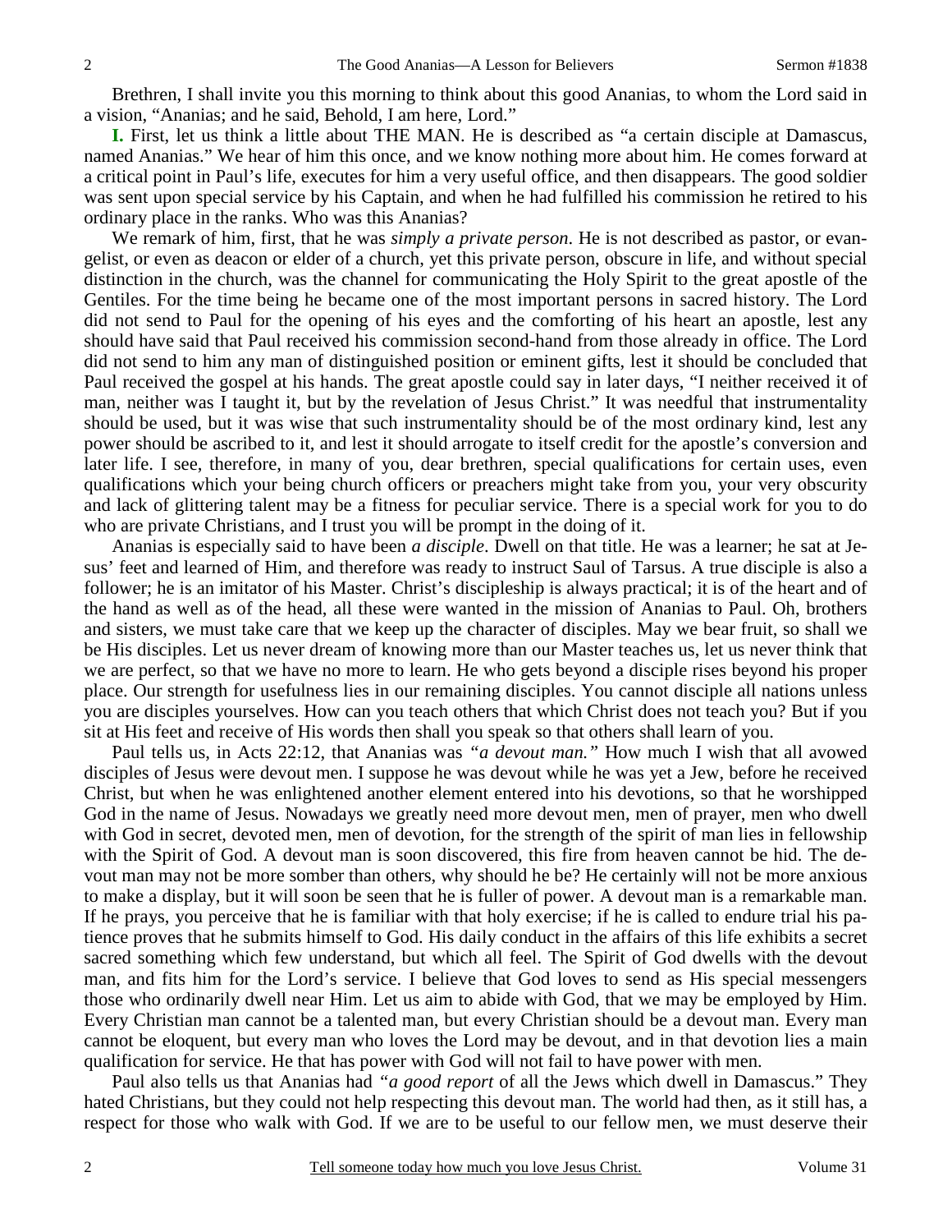Brethren, I shall invite you this morning to think about this good Ananias, to whom the Lord said in a vision, "Ananias; and he said, Behold, I am here, Lord."

**I.** First, let us think a little about THE MAN. He is described as "a certain disciple at Damascus, named Ananias." We hear of him this once, and we know nothing more about him. He comes forward at a critical point in Paul's life, executes for him a very useful office, and then disappears. The good soldier was sent upon special service by his Captain, and when he had fulfilled his commission he retired to his ordinary place in the ranks. Who was this Ananias?

We remark of him, first, that he was *simply a private person*. He is not described as pastor, or evangelist, or even as deacon or elder of a church, yet this private person, obscure in life, and without special distinction in the church, was the channel for communicating the Holy Spirit to the great apostle of the Gentiles. For the time being he became one of the most important persons in sacred history. The Lord did not send to Paul for the opening of his eyes and the comforting of his heart an apostle, lest any should have said that Paul received his commission second-hand from those already in office. The Lord did not send to him any man of distinguished position or eminent gifts, lest it should be concluded that Paul received the gospel at his hands. The great apostle could say in later days, "I neither received it of man, neither was I taught it, but by the revelation of Jesus Christ." It was needful that instrumentality should be used, but it was wise that such instrumentality should be of the most ordinary kind, lest any power should be ascribed to it, and lest it should arrogate to itself credit for the apostle's conversion and later life. I see, therefore, in many of you, dear brethren, special qualifications for certain uses, even qualifications which your being church officers or preachers might take from you, your very obscurity and lack of glittering talent may be a fitness for peculiar service. There is a special work for you to do who are private Christians, and I trust you will be prompt in the doing of it.

Ananias is especially said to have been *a disciple*. Dwell on that title. He was a learner; he sat at Jesus' feet and learned of Him, and therefore was ready to instruct Saul of Tarsus. A true disciple is also a follower; he is an imitator of his Master. Christ's discipleship is always practical; it is of the heart and of the hand as well as of the head, all these were wanted in the mission of Ananias to Paul. Oh, brothers and sisters, we must take care that we keep up the character of disciples. May we bear fruit, so shall we be His disciples. Let us never dream of knowing more than our Master teaches us, let us never think that we are perfect, so that we have no more to learn. He who gets beyond a disciple rises beyond his proper place. Our strength for usefulness lies in our remaining disciples. You cannot disciple all nations unless you are disciples yourselves. How can you teach others that which Christ does not teach you? But if you sit at His feet and receive of His words then shall you speak so that others shall learn of you.

Paul tells us, in Acts 22:12, that Ananias was *"a devout man."* How much I wish that all avowed disciples of Jesus were devout men. I suppose he was devout while he was yet a Jew, before he received Christ, but when he was enlightened another element entered into his devotions, so that he worshipped God in the name of Jesus. Nowadays we greatly need more devout men, men of prayer, men who dwell with God in secret, devoted men, men of devotion, for the strength of the spirit of man lies in fellowship with the Spirit of God. A devout man is soon discovered, this fire from heaven cannot be hid. The devout man may not be more somber than others, why should he be? He certainly will not be more anxious to make a display, but it will soon be seen that he is fuller of power. A devout man is a remarkable man. If he prays, you perceive that he is familiar with that holy exercise; if he is called to endure trial his patience proves that he submits himself to God. His daily conduct in the affairs of this life exhibits a secret sacred something which few understand, but which all feel. The Spirit of God dwells with the devout man, and fits him for the Lord's service. I believe that God loves to send as His special messengers those who ordinarily dwell near Him. Let us aim to abide with God, that we may be employed by Him. Every Christian man cannot be a talented man, but every Christian should be a devout man. Every man cannot be eloquent, but every man who loves the Lord may be devout, and in that devotion lies a main qualification for service. He that has power with God will not fail to have power with men.

Paul also tells us that Ananias had *"a good report* of all the Jews which dwell in Damascus." They hated Christians, but they could not help respecting this devout man. The world had then, as it still has, a respect for those who walk with God. If we are to be useful to our fellow men, we must deserve their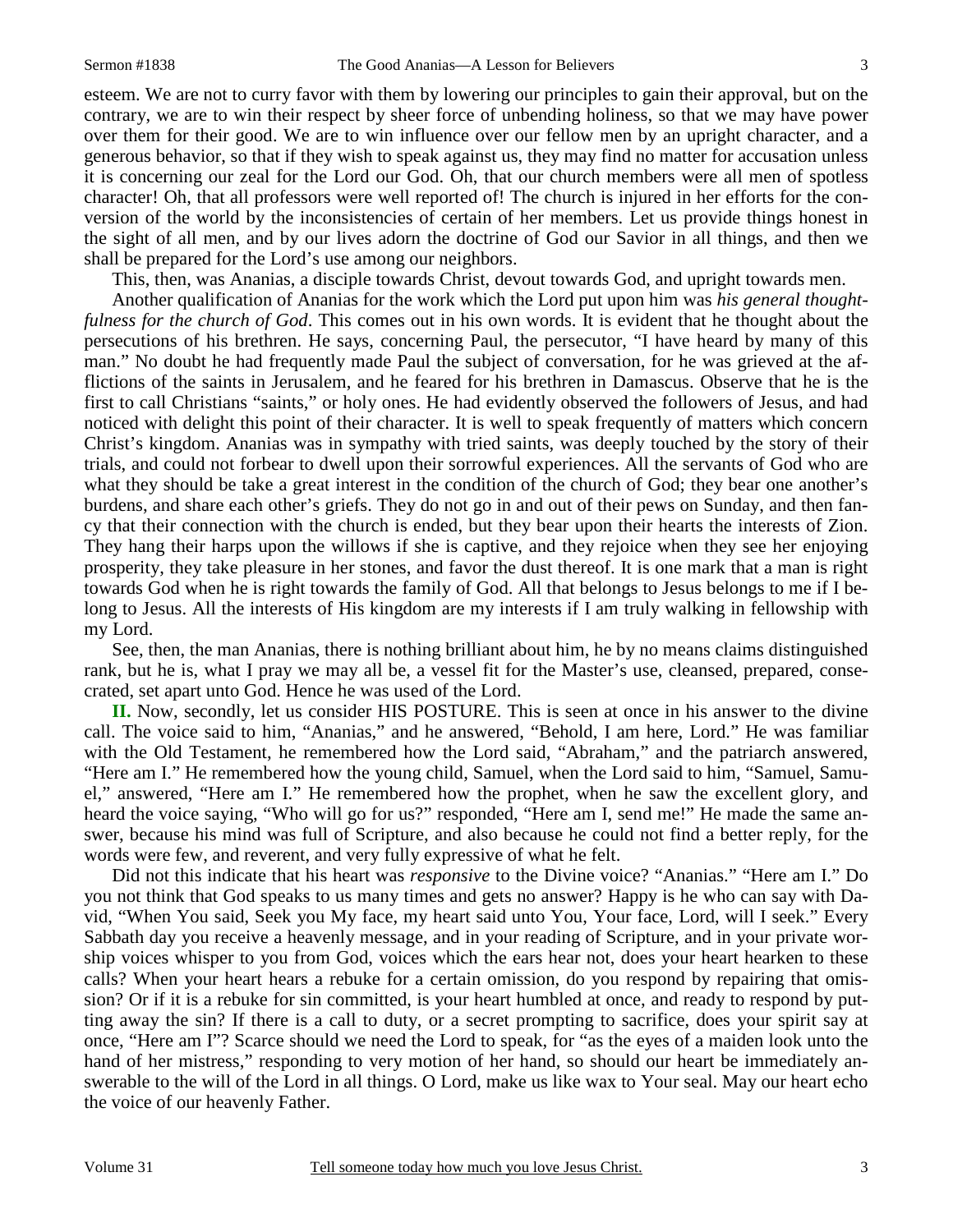esteem. We are not to curry favor with them by lowering our principles to gain their approval, but on the contrary, we are to win their respect by sheer force of unbending holiness, so that we may have power over them for their good. We are to win influence over our fellow men by an upright character, and a generous behavior, so that if they wish to speak against us, they may find no matter for accusation unless it is concerning our zeal for the Lord our God. Oh, that our church members were all men of spotless character! Oh, that all professors were well reported of! The church is injured in her efforts for the conversion of the world by the inconsistencies of certain of her members. Let us provide things honest in the sight of all men, and by our lives adorn the doctrine of God our Savior in all things, and then we shall be prepared for the Lord's use among our neighbors.

This, then, was Ananias, a disciple towards Christ, devout towards God, and upright towards men.

Another qualification of Ananias for the work which the Lord put upon him was *his general thoughtfulness for the church of God*. This comes out in his own words. It is evident that he thought about the persecutions of his brethren. He says, concerning Paul, the persecutor, "I have heard by many of this man." No doubt he had frequently made Paul the subject of conversation, for he was grieved at the afflictions of the saints in Jerusalem, and he feared for his brethren in Damascus. Observe that he is the first to call Christians "saints," or holy ones. He had evidently observed the followers of Jesus, and had noticed with delight this point of their character. It is well to speak frequently of matters which concern Christ's kingdom. Ananias was in sympathy with tried saints, was deeply touched by the story of their trials, and could not forbear to dwell upon their sorrowful experiences. All the servants of God who are what they should be take a great interest in the condition of the church of God; they bear one another's burdens, and share each other's griefs. They do not go in and out of their pews on Sunday, and then fancy that their connection with the church is ended, but they bear upon their hearts the interests of Zion. They hang their harps upon the willows if she is captive, and they rejoice when they see her enjoying prosperity, they take pleasure in her stones, and favor the dust thereof. It is one mark that a man is right towards God when he is right towards the family of God. All that belongs to Jesus belongs to me if I belong to Jesus. All the interests of His kingdom are my interests if I am truly walking in fellowship with my Lord.

See, then, the man Ananias, there is nothing brilliant about him, he by no means claims distinguished rank, but he is, what I pray we may all be, a vessel fit for the Master's use, cleansed, prepared, consecrated, set apart unto God. Hence he was used of the Lord.

**II.** Now, secondly, let us consider HIS POSTURE. This is seen at once in his answer to the divine call. The voice said to him, "Ananias," and he answered, "Behold, I am here, Lord." He was familiar with the Old Testament, he remembered how the Lord said, "Abraham," and the patriarch answered, "Here am I." He remembered how the young child, Samuel, when the Lord said to him, "Samuel, Samuel," answered, "Here am I." He remembered how the prophet, when he saw the excellent glory, and heard the voice saying, "Who will go for us?" responded, "Here am I, send me!" He made the same answer, because his mind was full of Scripture, and also because he could not find a better reply, for the words were few, and reverent, and very fully expressive of what he felt.

Did not this indicate that his heart was *responsive* to the Divine voice? "Ananias." "Here am I." Do you not think that God speaks to us many times and gets no answer? Happy is he who can say with David, "When You said, Seek you My face, my heart said unto You, Your face, Lord, will I seek." Every Sabbath day you receive a heavenly message, and in your reading of Scripture, and in your private worship voices whisper to you from God, voices which the ears hear not, does your heart hearken to these calls? When your heart hears a rebuke for a certain omission, do you respond by repairing that omission? Or if it is a rebuke for sin committed, is your heart humbled at once, and ready to respond by putting away the sin? If there is a call to duty, or a secret prompting to sacrifice, does your spirit say at once, "Here am I"? Scarce should we need the Lord to speak, for "as the eyes of a maiden look unto the hand of her mistress," responding to very motion of her hand, so should our heart be immediately answerable to the will of the Lord in all things. O Lord, make us like wax to Your seal. May our heart echo the voice of our heavenly Father.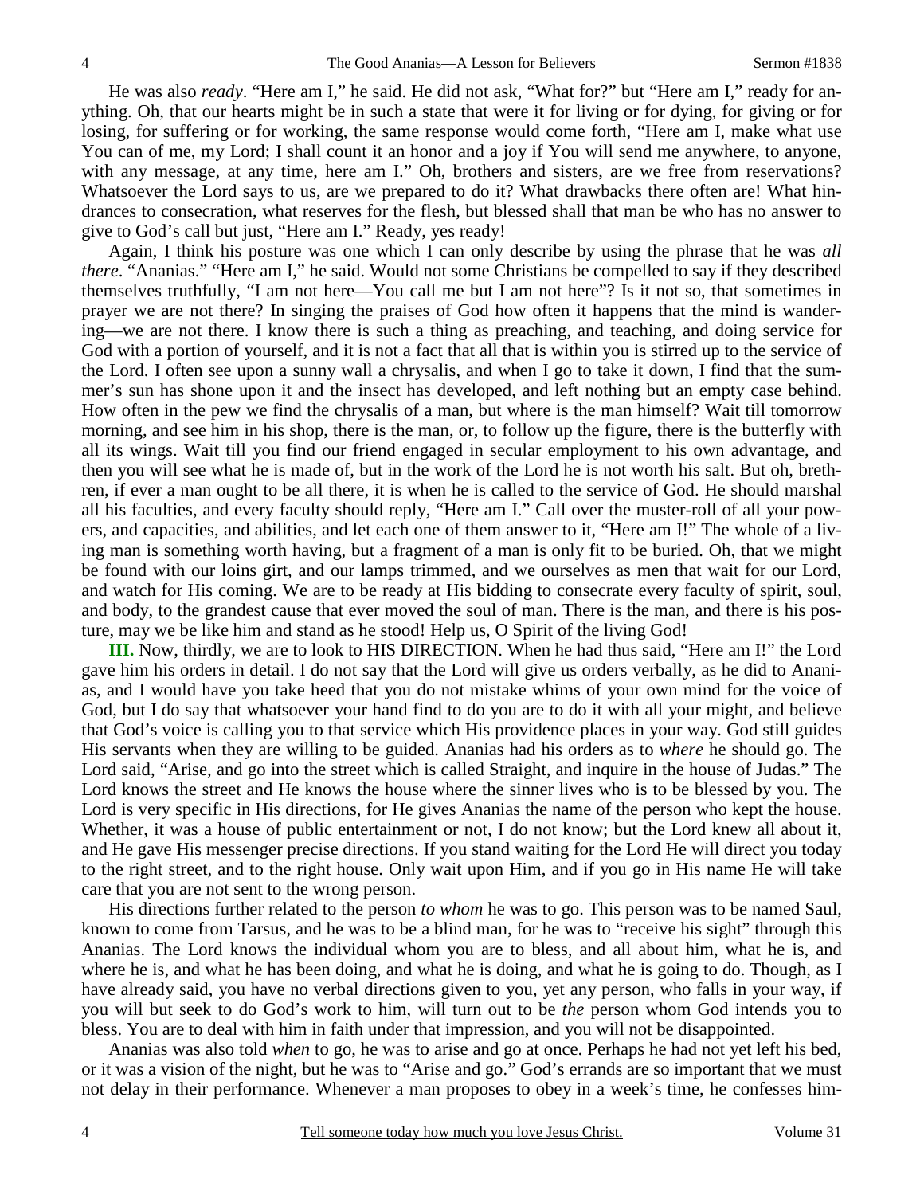He was also *ready*. "Here am I," he said. He did not ask, "What for?" but "Here am I," ready for anything. Oh, that our hearts might be in such a state that were it for living or for dying, for giving or for losing, for suffering or for working, the same response would come forth, "Here am I, make what use You can of me, my Lord; I shall count it an honor and a joy if You will send me anywhere, to anyone, with any message, at any time, here am I." Oh, brothers and sisters, are we free from reservations? Whatsoever the Lord says to us, are we prepared to do it? What drawbacks there often are! What hindrances to consecration, what reserves for the flesh, but blessed shall that man be who has no answer to give to God's call but just, "Here am I." Ready, yes ready!

Again, I think his posture was one which I can only describe by using the phrase that he was *all there*. "Ananias." "Here am I," he said. Would not some Christians be compelled to say if they described themselves truthfully, "I am not here—You call me but I am not here"? Is it not so, that sometimes in prayer we are not there? In singing the praises of God how often it happens that the mind is wandering—we are not there. I know there is such a thing as preaching, and teaching, and doing service for God with a portion of yourself, and it is not a fact that all that is within you is stirred up to the service of the Lord. I often see upon a sunny wall a chrysalis, and when I go to take it down, I find that the summer's sun has shone upon it and the insect has developed, and left nothing but an empty case behind. How often in the pew we find the chrysalis of a man, but where is the man himself? Wait till tomorrow morning, and see him in his shop, there is the man, or, to follow up the figure, there is the butterfly with all its wings. Wait till you find our friend engaged in secular employment to his own advantage, and then you will see what he is made of, but in the work of the Lord he is not worth his salt. But oh, brethren, if ever a man ought to be all there, it is when he is called to the service of God. He should marshal all his faculties, and every faculty should reply, "Here am I." Call over the muster-roll of all your powers, and capacities, and abilities, and let each one of them answer to it, "Here am I!" The whole of a living man is something worth having, but a fragment of a man is only fit to be buried. Oh, that we might be found with our loins girt, and our lamps trimmed, and we ourselves as men that wait for our Lord, and watch for His coming. We are to be ready at His bidding to consecrate every faculty of spirit, soul, and body, to the grandest cause that ever moved the soul of man. There is the man, and there is his posture, may we be like him and stand as he stood! Help us, O Spirit of the living God!

**III.** Now, thirdly, we are to look to HIS DIRECTION. When he had thus said, "Here am I!" the Lord gave him his orders in detail. I do not say that the Lord will give us orders verbally, as he did to Ananias, and I would have you take heed that you do not mistake whims of your own mind for the voice of God, but I do say that whatsoever your hand find to do you are to do it with all your might, and believe that God's voice is calling you to that service which His providence places in your way. God still guides His servants when they are willing to be guided. Ananias had his orders as to *where* he should go. The Lord said, "Arise, and go into the street which is called Straight, and inquire in the house of Judas." The Lord knows the street and He knows the house where the sinner lives who is to be blessed by you. The Lord is very specific in His directions, for He gives Ananias the name of the person who kept the house. Whether, it was a house of public entertainment or not, I do not know; but the Lord knew all about it, and He gave His messenger precise directions. If you stand waiting for the Lord He will direct you today to the right street, and to the right house. Only wait upon Him, and if you go in His name He will take care that you are not sent to the wrong person.

His directions further related to the person *to whom* he was to go. This person was to be named Saul, known to come from Tarsus, and he was to be a blind man, for he was to "receive his sight" through this Ananias. The Lord knows the individual whom you are to bless, and all about him, what he is, and where he is, and what he has been doing, and what he is doing, and what he is going to do. Though, as I have already said, you have no verbal directions given to you, yet any person, who falls in your way, if you will but seek to do God's work to him, will turn out to be *the* person whom God intends you to bless. You are to deal with him in faith under that impression, and you will not be disappointed.

Ananias was also told *when* to go, he was to arise and go at once. Perhaps he had not yet left his bed, or it was a vision of the night, but he was to "Arise and go." God's errands are so important that we must not delay in their performance. Whenever a man proposes to obey in a week's time, he confesses him-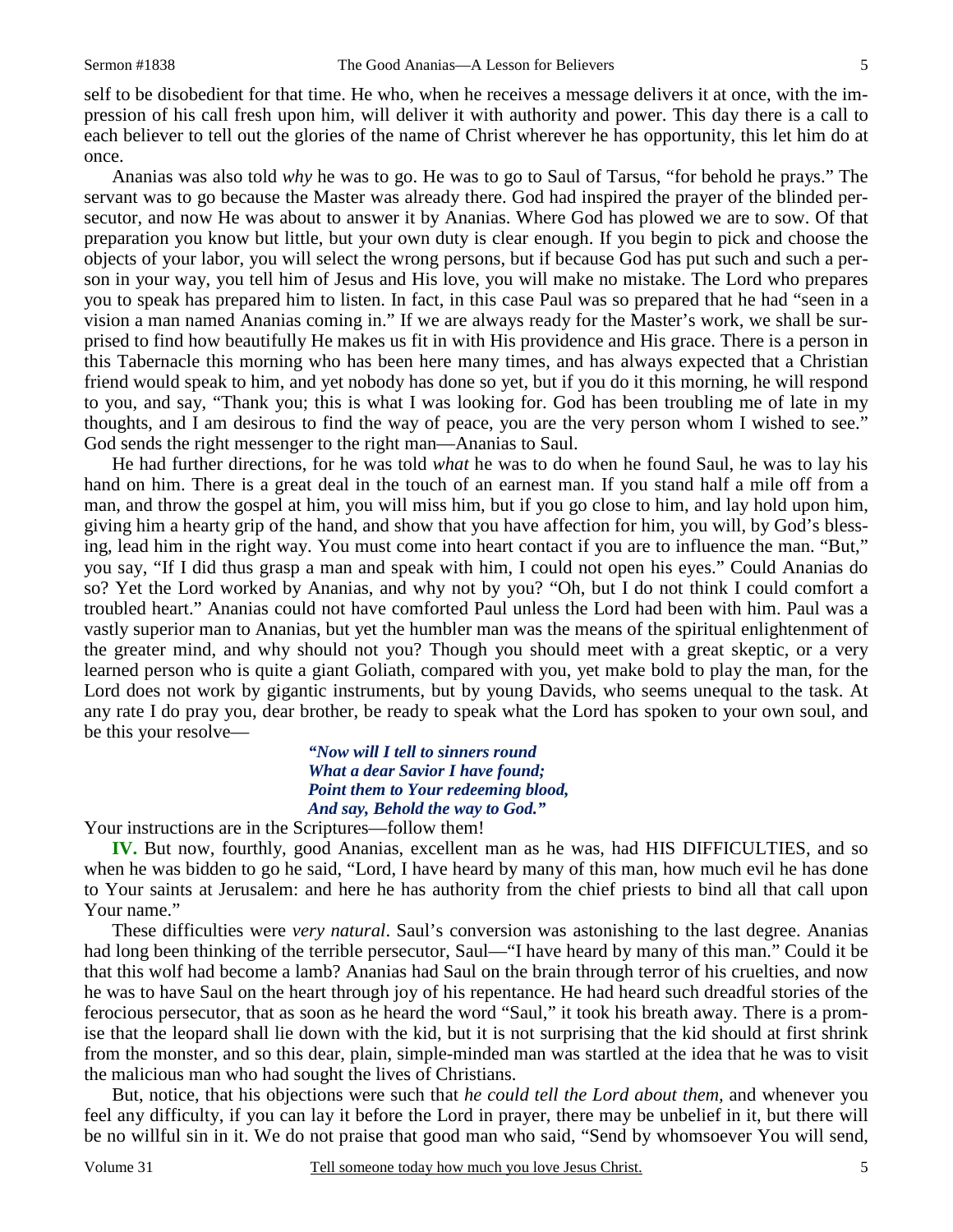self to be disobedient for that time. He who, when he receives a message delivers it at once, with the impression of his call fresh upon him, will deliver it with authority and power. This day there is a call to each believer to tell out the glories of the name of Christ wherever he has opportunity, this let him do at once.

Ananias was also told *why* he was to go. He was to go to Saul of Tarsus, "for behold he prays." The servant was to go because the Master was already there. God had inspired the prayer of the blinded persecutor, and now He was about to answer it by Ananias. Where God has plowed we are to sow. Of that preparation you know but little, but your own duty is clear enough. If you begin to pick and choose the objects of your labor, you will select the wrong persons, but if because God has put such and such a person in your way, you tell him of Jesus and His love, you will make no mistake. The Lord who prepares you to speak has prepared him to listen. In fact, in this case Paul was so prepared that he had "seen in a vision a man named Ananias coming in." If we are always ready for the Master's work, we shall be surprised to find how beautifully He makes us fit in with His providence and His grace. There is a person in this Tabernacle this morning who has been here many times, and has always expected that a Christian friend would speak to him, and yet nobody has done so yet, but if you do it this morning, he will respond to you, and say, "Thank you; this is what I was looking for. God has been troubling me of late in my thoughts, and I am desirous to find the way of peace, you are the very person whom I wished to see." God sends the right messenger to the right man—Ananias to Saul.

He had further directions, for he was told *what* he was to do when he found Saul, he was to lay his hand on him. There is a great deal in the touch of an earnest man. If you stand half a mile off from a man, and throw the gospel at him, you will miss him, but if you go close to him, and lay hold upon him, giving him a hearty grip of the hand, and show that you have affection for him, you will, by God's blessing, lead him in the right way. You must come into heart contact if you are to influence the man. "But," you say, "If I did thus grasp a man and speak with him, I could not open his eyes." Could Ananias do so? Yet the Lord worked by Ananias, and why not by you? "Oh, but I do not think I could comfort a troubled heart." Ananias could not have comforted Paul unless the Lord had been with him. Paul was a vastly superior man to Ananias, but yet the humbler man was the means of the spiritual enlightenment of the greater mind, and why should not you? Though you should meet with a great skeptic, or a very learned person who is quite a giant Goliath, compared with you, yet make bold to play the man, for the Lord does not work by gigantic instruments, but by young Davids, who seems unequal to the task. At any rate I do pray you, dear brother, be ready to speak what the Lord has spoken to your own soul, and be this your resolve—

> *"Now will I tell to sinners round*
> *What a dear Savior I have found;*
> *Point them to Your redeeming blood,*
> *And say, Behold the way to God."*

Your instructions are in the Scriptures—follow them!

**IV.** But now, fourthly, good Ananias, excellent man as he was, had HIS DIFFICULTIES, and so when he was bidden to go he said, "Lord, I have heard by many of this man, how much evil he has done to Your saints at Jerusalem: and here he has authority from the chief priests to bind all that call upon Your name."

These difficulties were *very natural*. Saul's conversion was astonishing to the last degree. Ananias had long been thinking of the terrible persecutor, Saul—"I have heard by many of this man." Could it be that this wolf had become a lamb? Ananias had Saul on the brain through terror of his cruelties, and now he was to have Saul on the heart through joy of his repentance. He had heard such dreadful stories of the ferocious persecutor, that as soon as he heard the word "Saul," it took his breath away. There is a promise that the leopard shall lie down with the kid, but it is not surprising that the kid should at first shrink from the monster, and so this dear, plain, simple-minded man was startled at the idea that he was to visit the malicious man who had sought the lives of Christians.

But, notice, that his objections were such that *he could tell the Lord about them,* and whenever you feel any difficulty, if you can lay it before the Lord in prayer, there may be unbelief in it, but there will be no willful sin in it. We do not praise that good man who said, "Send by whomsoever You will send,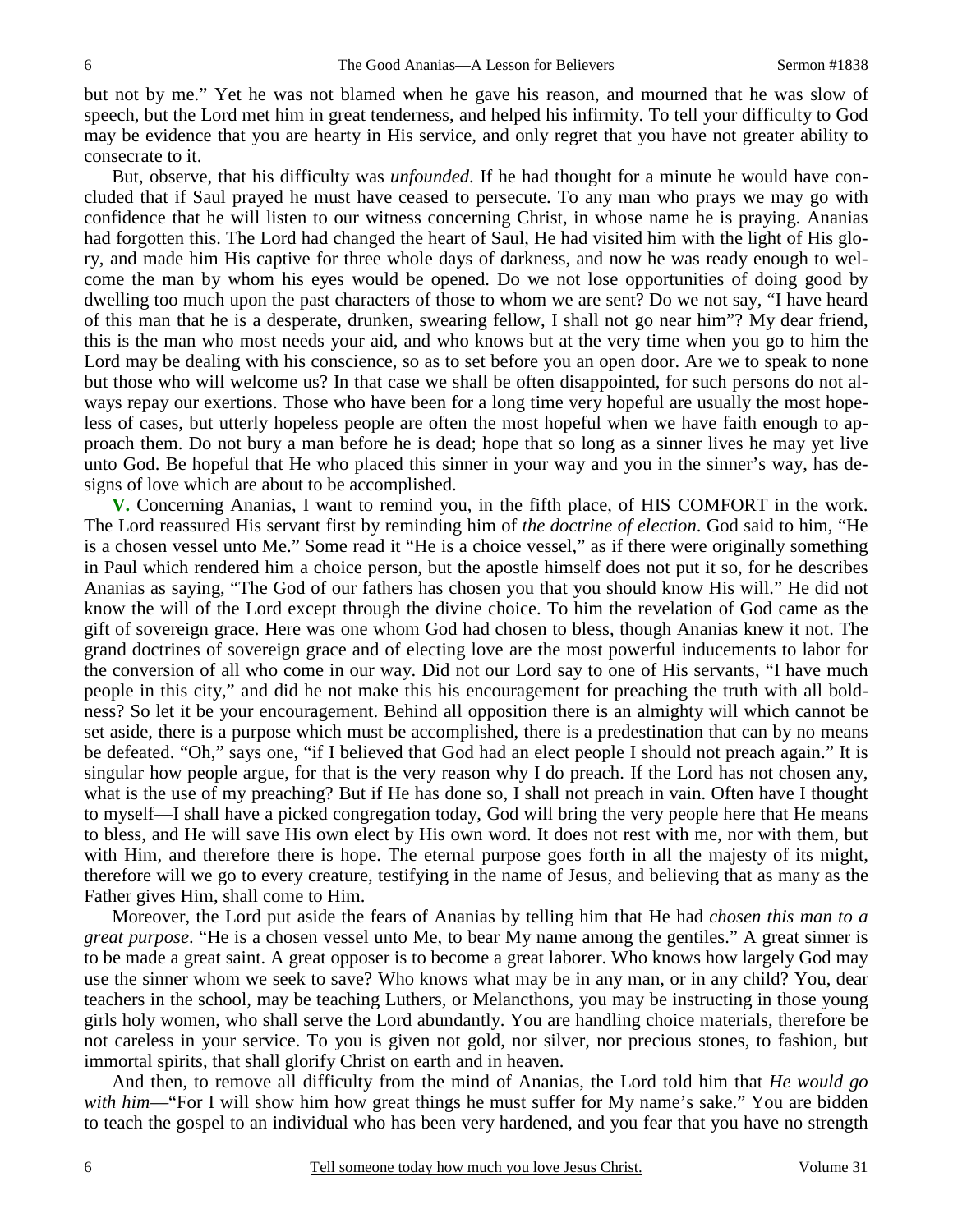but not by me." Yet he was not blamed when he gave his reason, and mourned that he was slow of speech, but the Lord met him in great tenderness, and helped his infirmity. To tell your difficulty to God may be evidence that you are hearty in His service, and only regret that you have not greater ability to consecrate to it.

But, observe, that his difficulty was *unfounded*. If he had thought for a minute he would have concluded that if Saul prayed he must have ceased to persecute. To any man who prays we may go with confidence that he will listen to our witness concerning Christ, in whose name he is praying. Ananias had forgotten this. The Lord had changed the heart of Saul, He had visited him with the light of His glory, and made him His captive for three whole days of darkness, and now he was ready enough to welcome the man by whom his eyes would be opened. Do we not lose opportunities of doing good by dwelling too much upon the past characters of those to whom we are sent? Do we not say, "I have heard of this man that he is a desperate, drunken, swearing fellow, I shall not go near him"? My dear friend, this is the man who most needs your aid, and who knows but at the very time when you go to him the Lord may be dealing with his conscience, so as to set before you an open door. Are we to speak to none but those who will welcome us? In that case we shall be often disappointed, for such persons do not always repay our exertions. Those who have been for a long time very hopeful are usually the most hopeless of cases, but utterly hopeless people are often the most hopeful when we have faith enough to approach them. Do not bury a man before he is dead; hope that so long as a sinner lives he may yet live unto God. Be hopeful that He who placed this sinner in your way and you in the sinner's way, has designs of love which are about to be accomplished.

**V.** Concerning Ananias, I want to remind you, in the fifth place, of HIS COMFORT in the work. The Lord reassured His servant first by reminding him of *the doctrine of election*. God said to him, "He is a chosen vessel unto Me." Some read it "He is a choice vessel," as if there were originally something in Paul which rendered him a choice person, but the apostle himself does not put it so, for he describes Ananias as saying, "The God of our fathers has chosen you that you should know His will." He did not know the will of the Lord except through the divine choice. To him the revelation of God came as the gift of sovereign grace. Here was one whom God had chosen to bless, though Ananias knew it not. The grand doctrines of sovereign grace and of electing love are the most powerful inducements to labor for the conversion of all who come in our way. Did not our Lord say to one of His servants, "I have much people in this city," and did he not make this his encouragement for preaching the truth with all boldness? So let it be your encouragement. Behind all opposition there is an almighty will which cannot be set aside, there is a purpose which must be accomplished, there is a predestination that can by no means be defeated. "Oh," says one, "if I believed that God had an elect people I should not preach again." It is singular how people argue, for that is the very reason why I do preach. If the Lord has not chosen any, what is the use of my preaching? But if He has done so, I shall not preach in vain. Often have I thought to myself—I shall have a picked congregation today, God will bring the very people here that He means to bless, and He will save His own elect by His own word. It does not rest with me, nor with them, but with Him, and therefore there is hope. The eternal purpose goes forth in all the majesty of its might, therefore will we go to every creature, testifying in the name of Jesus, and believing that as many as the Father gives Him, shall come to Him.

Moreover, the Lord put aside the fears of Ananias by telling him that He had *chosen this man to a great purpose*. "He is a chosen vessel unto Me, to bear My name among the gentiles." A great sinner is to be made a great saint. A great opposer is to become a great laborer. Who knows how largely God may use the sinner whom we seek to save? Who knows what may be in any man, or in any child? You, dear teachers in the school, may be teaching Luthers, or Melancthons, you may be instructing in those young girls holy women, who shall serve the Lord abundantly. You are handling choice materials, therefore be not careless in your service. To you is given not gold, nor silver, nor precious stones, to fashion, but immortal spirits, that shall glorify Christ on earth and in heaven.

And then, to remove all difficulty from the mind of Ananias, the Lord told him that *He would go with him*—"For I will show him how great things he must suffer for My name's sake." You are bidden to teach the gospel to an individual who has been very hardened, and you fear that you have no strength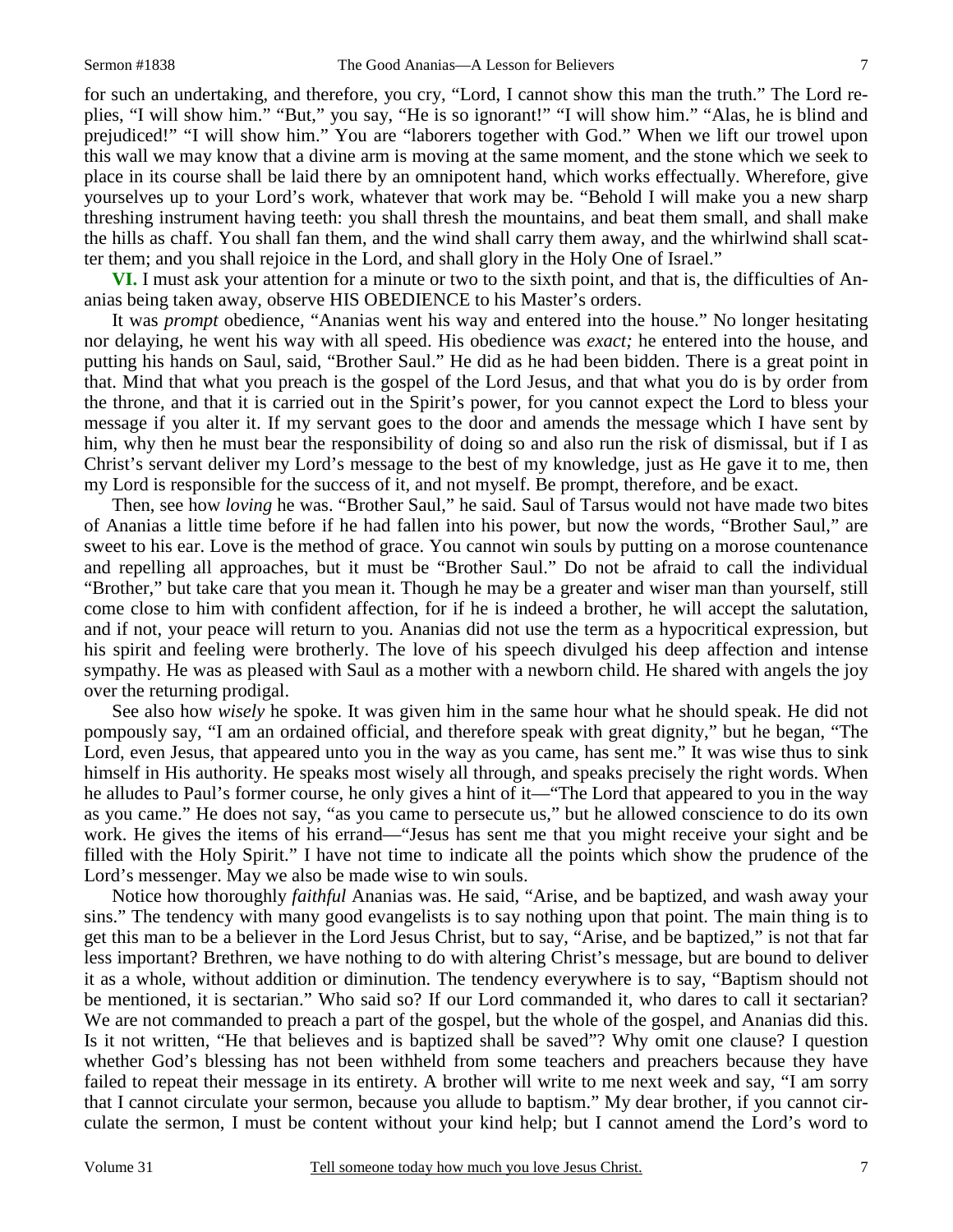for such an undertaking, and therefore, you cry, "Lord, I cannot show this man the truth." The Lord replies, "I will show him." "But," you say, "He is so ignorant!" "I will show him." "Alas, he is blind and prejudiced!" "I will show him." You are "laborers together with God." When we lift our trowel upon this wall we may know that a divine arm is moving at the same moment, and the stone which we seek to place in its course shall be laid there by an omnipotent hand, which works effectually. Wherefore, give yourselves up to your Lord's work, whatever that work may be. "Behold I will make you a new sharp threshing instrument having teeth: you shall thresh the mountains, and beat them small, and shall make the hills as chaff. You shall fan them, and the wind shall carry them away, and the whirlwind shall scatter them; and you shall rejoice in the Lord, and shall glory in the Holy One of Israel."

**VI.** I must ask your attention for a minute or two to the sixth point, and that is, the difficulties of Ananias being taken away, observe HIS OBEDIENCE to his Master's orders.

It was *prompt* obedience, "Ananias went his way and entered into the house." No longer hesitating nor delaying, he went his way with all speed. His obedience was *exact;* he entered into the house, and putting his hands on Saul, said, "Brother Saul." He did as he had been bidden. There is a great point in that. Mind that what you preach is the gospel of the Lord Jesus, and that what you do is by order from the throne, and that it is carried out in the Spirit's power, for you cannot expect the Lord to bless your message if you alter it. If my servant goes to the door and amends the message which I have sent by him, why then he must bear the responsibility of doing so and also run the risk of dismissal, but if I as Christ's servant deliver my Lord's message to the best of my knowledge, just as He gave it to me, then my Lord is responsible for the success of it, and not myself. Be prompt, therefore, and be exact.

Then, see how *loving* he was. "Brother Saul," he said. Saul of Tarsus would not have made two bites of Ananias a little time before if he had fallen into his power, but now the words, "Brother Saul," are sweet to his ear. Love is the method of grace. You cannot win souls by putting on a morose countenance and repelling all approaches, but it must be "Brother Saul." Do not be afraid to call the individual "Brother," but take care that you mean it. Though he may be a greater and wiser man than yourself, still come close to him with confident affection, for if he is indeed a brother, he will accept the salutation, and if not, your peace will return to you. Ananias did not use the term as a hypocritical expression, but his spirit and feeling were brotherly. The love of his speech divulged his deep affection and intense sympathy. He was as pleased with Saul as a mother with a newborn child. He shared with angels the joy over the returning prodigal.

See also how *wisely* he spoke. It was given him in the same hour what he should speak. He did not pompously say, "I am an ordained official, and therefore speak with great dignity," but he began, "The Lord, even Jesus, that appeared unto you in the way as you came, has sent me." It was wise thus to sink himself in His authority. He speaks most wisely all through, and speaks precisely the right words. When he alludes to Paul's former course, he only gives a hint of it—"The Lord that appeared to you in the way as you came." He does not say, "as you came to persecute us," but he allowed conscience to do its own work. He gives the items of his errand—"Jesus has sent me that you might receive your sight and be filled with the Holy Spirit." I have not time to indicate all the points which show the prudence of the Lord's messenger. May we also be made wise to win souls.

Notice how thoroughly *faithful* Ananias was. He said, "Arise, and be baptized, and wash away your sins." The tendency with many good evangelists is to say nothing upon that point. The main thing is to get this man to be a believer in the Lord Jesus Christ, but to say, "Arise, and be baptized," is not that far less important? Brethren, we have nothing to do with altering Christ's message, but are bound to deliver it as a whole, without addition or diminution. The tendency everywhere is to say, "Baptism should not be mentioned, it is sectarian." Who said so? If our Lord commanded it, who dares to call it sectarian? We are not commanded to preach a part of the gospel, but the whole of the gospel, and Ananias did this. Is it not written, "He that believes and is baptized shall be saved"? Why omit one clause? I question whether God's blessing has not been withheld from some teachers and preachers because they have failed to repeat their message in its entirety. A brother will write to me next week and say, "I am sorry that I cannot circulate your sermon, because you allude to baptism." My dear brother, if you cannot circulate the sermon, I must be content without your kind help; but I cannot amend the Lord's word to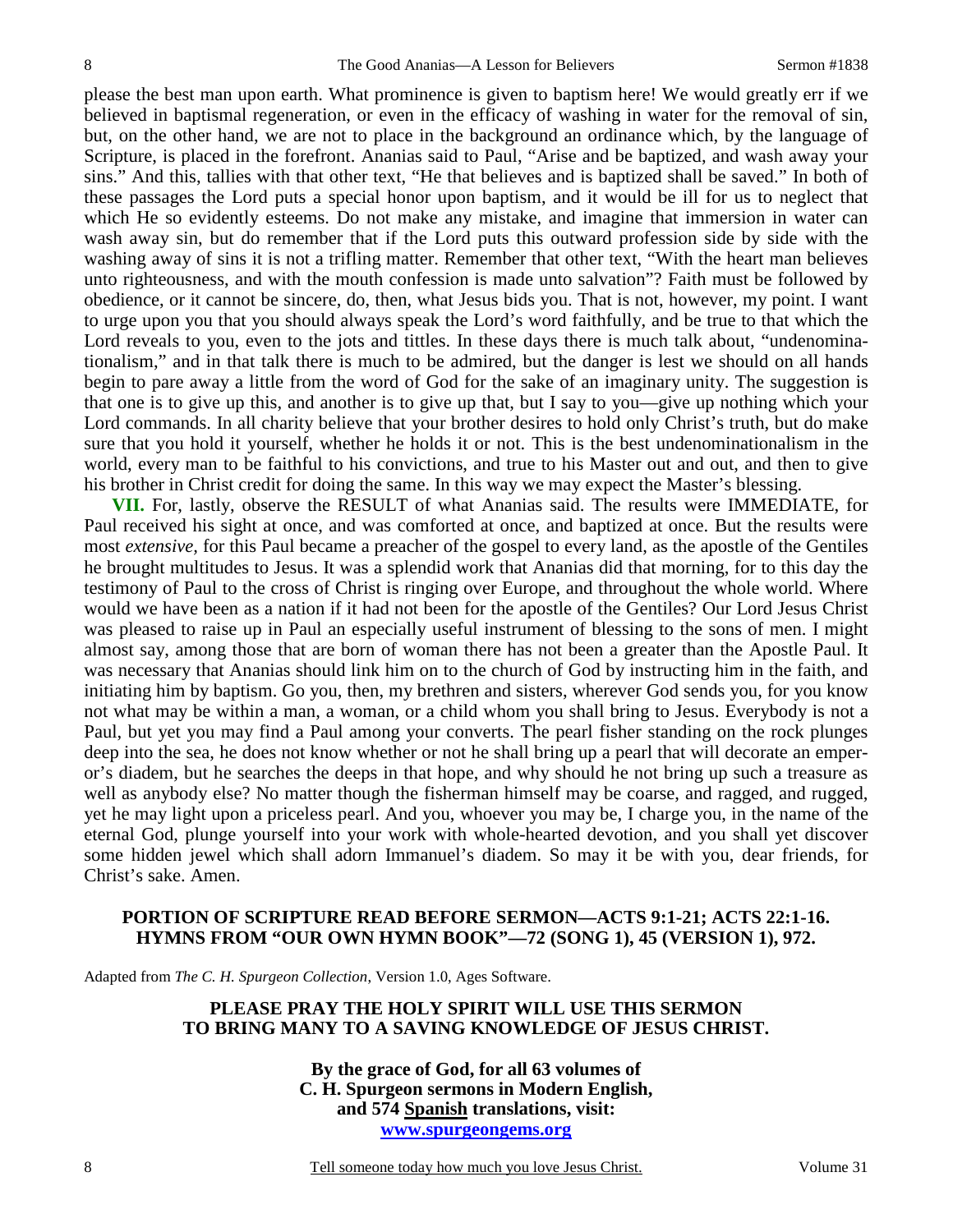please the best man upon earth. What prominence is given to baptism here! We would greatly err if we believed in baptismal regeneration, or even in the efficacy of washing in water for the removal of sin, but, on the other hand, we are not to place in the background an ordinance which, by the language of Scripture, is placed in the forefront. Ananias said to Paul, "Arise and be baptized, and wash away your sins." And this, tallies with that other text, "He that believes and is baptized shall be saved." In both of these passages the Lord puts a special honor upon baptism, and it would be ill for us to neglect that which He so evidently esteems. Do not make any mistake, and imagine that immersion in water can wash away sin, but do remember that if the Lord puts this outward profession side by side with the washing away of sins it is not a trifling matter. Remember that other text, "With the heart man believes unto righteousness, and with the mouth confession is made unto salvation"? Faith must be followed by obedience, or it cannot be sincere, do, then, what Jesus bids you. That is not, however, my point. I want to urge upon you that you should always speak the Lord's word faithfully, and be true to that which the Lord reveals to you, even to the jots and tittles. In these days there is much talk about, "undenominationalism," and in that talk there is much to be admired, but the danger is lest we should on all hands begin to pare away a little from the word of God for the sake of an imaginary unity. The suggestion is that one is to give up this, and another is to give up that, but I say to you—give up nothing which your Lord commands. In all charity believe that your brother desires to hold only Christ's truth, but do make sure that you hold it yourself, whether he holds it or not. This is the best undenominationalism in the world, every man to be faithful to his convictions, and true to his Master out and out, and then to give his brother in Christ credit for doing the same. In this way we may expect the Master's blessing.

**VII.** For, lastly, observe the RESULT of what Ananias said. The results were IMMEDIATE, for Paul received his sight at once, and was comforted at once, and baptized at once. But the results were most *extensive*, for this Paul became a preacher of the gospel to every land, as the apostle of the Gentiles he brought multitudes to Jesus. It was a splendid work that Ananias did that morning, for to this day the testimony of Paul to the cross of Christ is ringing over Europe, and throughout the whole world. Where would we have been as a nation if it had not been for the apostle of the Gentiles? Our Lord Jesus Christ was pleased to raise up in Paul an especially useful instrument of blessing to the sons of men. I might almost say, among those that are born of woman there has not been a greater than the Apostle Paul. It was necessary that Ananias should link him on to the church of God by instructing him in the faith, and initiating him by baptism. Go you, then, my brethren and sisters, wherever God sends you, for you know not what may be within a man, a woman, or a child whom you shall bring to Jesus. Everybody is not a Paul, but yet you may find a Paul among your converts. The pearl fisher standing on the rock plunges deep into the sea, he does not know whether or not he shall bring up a pearl that will decorate an emperor's diadem, but he searches the deeps in that hope, and why should he not bring up such a treasure as well as anybody else? No matter though the fisherman himself may be coarse, and ragged, and rugged, yet he may light upon a priceless pearl. And you, whoever you may be, I charge you, in the name of the eternal God, plunge yourself into your work with whole-hearted devotion, and you shall yet discover some hidden jewel which shall adorn Immanuel's diadem. So may it be with you, dear friends, for Christ's sake. Amen.

**PORTION OF SCRIPTURE READ BEFORE SERMON—ACTS 9:1-21; ACTS 22:1-16.**
**HYMNS FROM "OUR OWN HYMN BOOK"—72 (SONG 1), 45 (VERSION 1), 972.**

Adapted from *The C. H. Spurgeon Collection*, Version 1.0, Ages Software.

**PLEASE PRAY THE HOLY SPIRIT WILL USE THIS SERMON TO BRING MANY TO A SAVING KNOWLEDGE OF JESUS CHRIST.**

**By the grace of God, for all 63 volumes of C. H. Spurgeon sermons in Modern English, and 574 Spanish translations, visit: www.spurgeongems.org**

Tell someone today how much you love Jesus Christ.